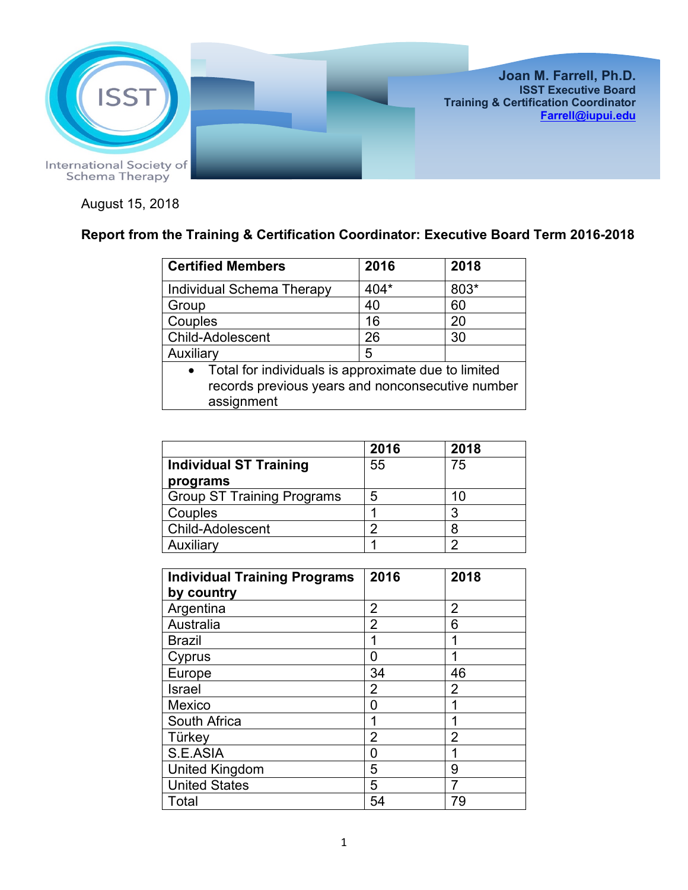International Society of Schema Therapy

**Joan M. Farrell, Ph.D.**
**ISST Executive Board**
**Training & Certification Coordinator**
**Farrell@iupui.edu**

August 15, 2018

**Report from the Training & Certification Coordinator: Executive Board Term 2016-2018**

| Certified Members | 2016 | 2018 |
|---|---|---|
| Individual Schema Therapy | 404* | 803* |
| Group | 40 | 60 |
| Couples | 16 | 20 |
| Child-Adolescent | 26 | 30 |
| Auxiliary | 5 | |

- Total for individuals is approximate due to limited records previous years and nonconsecutive number assignment

| | 2016 | 2018 |
|---|---|---|
| **Individual ST Training programs** | 55 | 75 |
| Group ST Training Programs | 5 | 10 |
| Couples | 1 | 3 |
| Child-Adolescent | 2 | 8 |
| Auxiliary | 1 | 2 |

| Individual Training Programs by country | 2016 | 2018 |
|---|---|---|
| Argentina | 2 | 2 |
| Australia | 2 | 6 |
| Brazil | 1 | 1 |
| Cyprus | 0 | 1 |
| Europe | 34 | 46 |
| Israel | 2 | 2 |
| Mexico | 0 | 1 |
| South Africa | 1 | 1 |
| Türkey | 2 | 2 |
| S.E.ASIA | 0 | 1 |
| United Kingdom | 5 | 9 |
| United States | 5 | 7 |
| Total | 54 | 79 |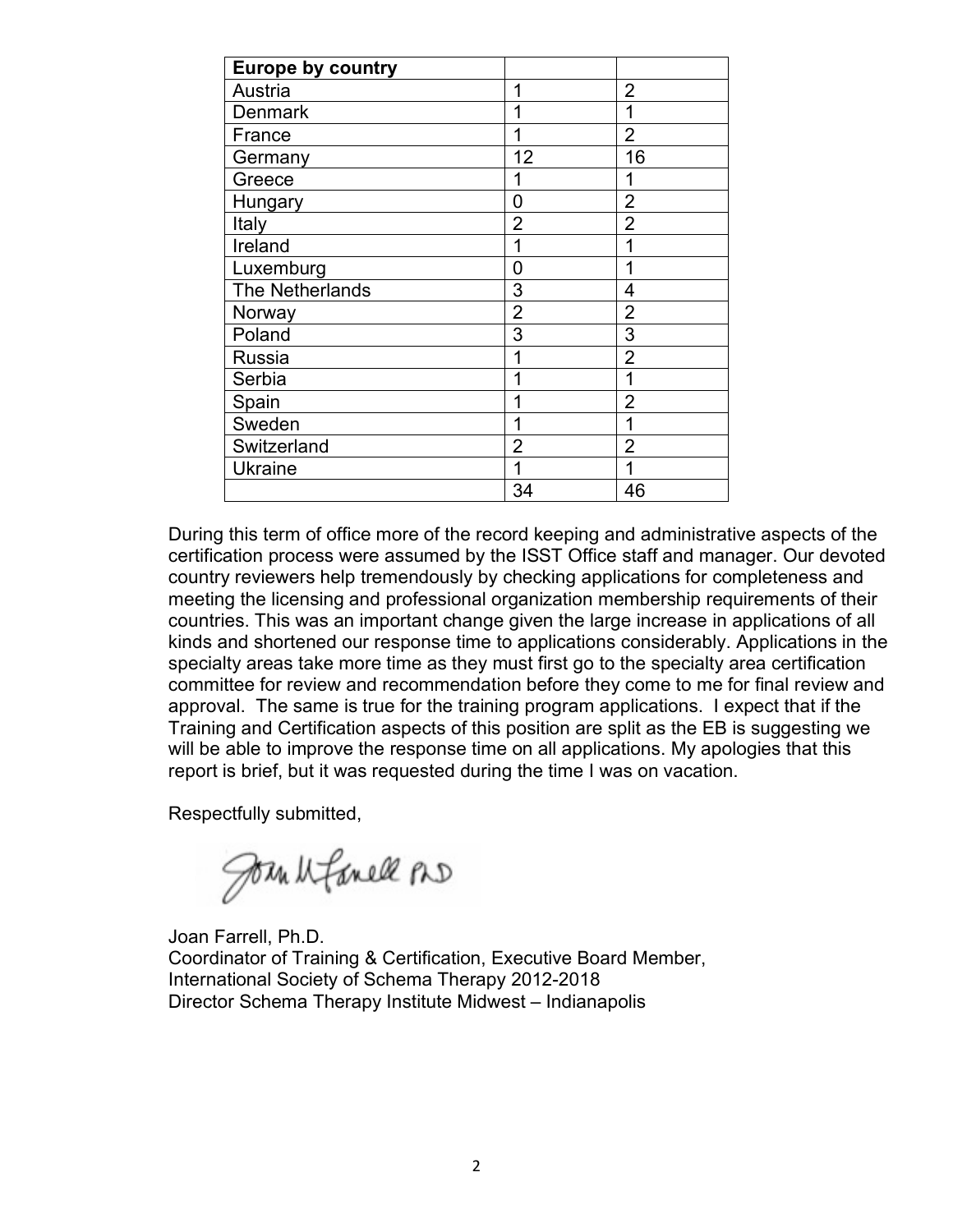| Europe by country | | |
|---|---|---|
| Austria | 1 | 2 |
| Denmark | 1 | 1 |
| France | 1 | 2 |
| Germany | 12 | 16 |
| Greece | 1 | 1 |
| Hungary | 0 | 2 |
| Italy | 2 | 2 |
| Ireland | 1 | 1 |
| Luxemburg | 0 | 1 |
| The Netherlands | 3 | 4 |
| Norway | 2 | 2 |
| Poland | 3 | 3 |
| Russia | 1 | 2 |
| Serbia | 1 | 1 |
| Spain | 1 | 2 |
| Sweden | 1 | 1 |
| Switzerland | 2 | 2 |
| Ukraine | 1 | 1 |
| | 34 | 46 |

During this term of office more of the record keeping and administrative aspects of the certification process were assumed by the ISST Office staff and manager. Our devoted country reviewers help tremendously by checking applications for completeness and meeting the licensing and professional organization membership requirements of their countries. This was an important change given the large increase in applications of all kinds and shortened our response time to applications considerably. Applications in the specialty areas take more time as they must first go to the specialty area certification committee for review and recommendation before they come to me for final review and approval. The same is true for the training program applications. I expect that if the Training and Certification aspects of this position are split as the EB is suggesting we will be able to improve the response time on all applications. My apologies that this report is brief, but it was requested during the time I was on vacation.

Respectfully submitted,

Joan Farrell, Ph.D.
Coordinator of Training & Certification, Executive Board Member,
International Society of Schema Therapy 2012-2018
Director Schema Therapy Institute Midwest – Indianapolis